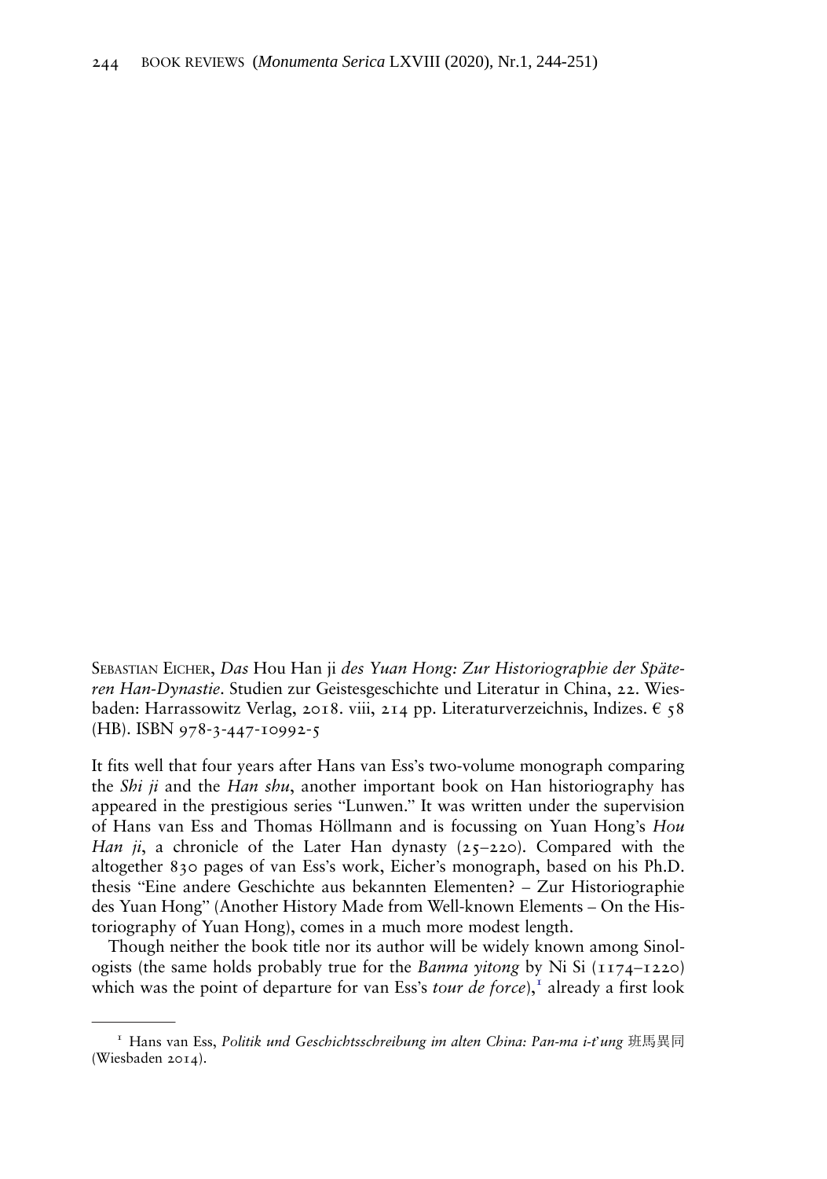SEBASTIAN EICHER, *Das* Hou Han ji *des Yuan Hong: Zur Historiographie der Späteren Han-Dynastie*. Studien zur Geistesgeschichte und Literatur in China, 22. Wiesbaden: Harrassowitz Verlag, 2018. viii, 214 pp. Literaturverzeichnis, Indizes. € 58 (HB). ISBN 978-3-447-10992-5

It fits well that four years after Hans van Ess's two-volume monograph comparing the *Shi ji* and the *Han shu*, another important book on Han historiography has appeared in the prestigious series "Lunwen." It was written under the supervision of Hans van Ess and Thomas Höllmann and is focussing on Yuan Hong's *Hou Han ji*, a chronicle of the Later Han dynasty (25–220). Compared with the altogether 830 pages of van Ess's work, Eicher's monograph, based on his Ph.D. thesis "Eine andere Geschichte aus bekannten Elementen? – Zur Historiographie des Yuan Hong" (Another History Made from Well-known Elements – On the Historiography of Yuan Hong), comes in a much more modest length.

Though neither the book title nor its author will be widely known among Sinologists (the same holds probably true for the *Banma yitong* by Ni Si (1174–1220) which was the point of departure for van Ess's *tour de force*),[1] already a first look

[1] Hans van Ess, *Politik und Geschichtsschreibung im alten China: Pan-ma i-t'ung* 班馬異同 (Wiesbaden 2014).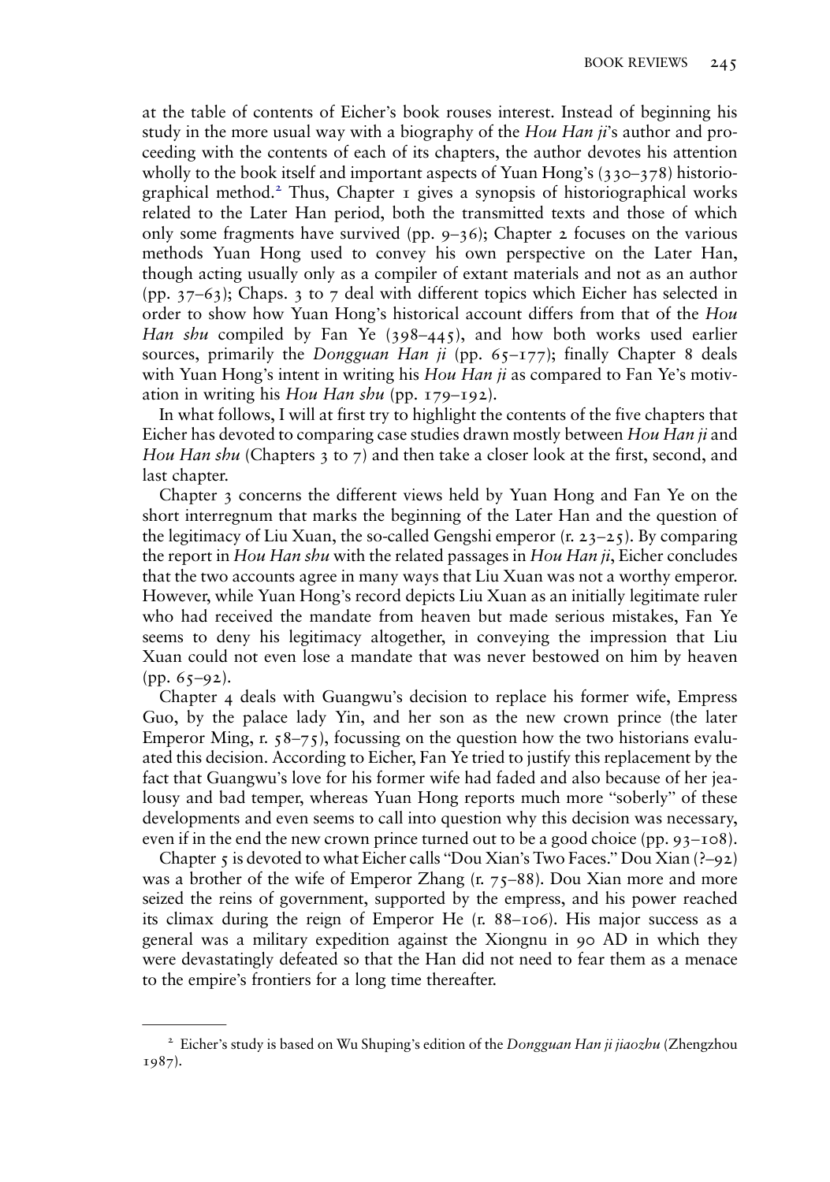at the table of contents of Eicher's book rouses interest. Instead of beginning his study in the more usual way with a biography of the *Hou Han ji*'s author and proceeding with the contents of each of its chapters, the author devotes his attention wholly to the book itself and important aspects of Yuan Hong's (330–378) historiographical method.[2] Thus, Chapter 1 gives a synopsis of historiographical works related to the Later Han period, both the transmitted texts and those of which only some fragments have survived (pp. 9–36); Chapter 2 focuses on the various methods Yuan Hong used to convey his own perspective on the Later Han, though acting usually only as a compiler of extant materials and not as an author (pp. 37–63); Chaps. 3 to 7 deal with different topics which Eicher has selected in order to show how Yuan Hong's historical account differs from that of the *Hou Han shu* compiled by Fan Ye (398–445), and how both works used earlier sources, primarily the *Dongguan Han ji* (pp. 65–177); finally Chapter 8 deals with Yuan Hong's intent in writing his *Hou Han ji* as compared to Fan Ye's motivation in writing his *Hou Han shu* (pp. 179–192).

In what follows, I will at first try to highlight the contents of the five chapters that Eicher has devoted to comparing case studies drawn mostly between *Hou Han ji* and *Hou Han shu* (Chapters 3 to 7) and then take a closer look at the first, second, and last chapter.

Chapter 3 concerns the different views held by Yuan Hong and Fan Ye on the short interregnum that marks the beginning of the Later Han and the question of the legitimacy of Liu Xuan, the so-called Gengshi emperor (r. 23–25). By comparing the report in *Hou Han shu* with the related passages in *Hou Han ji*, Eicher concludes that the two accounts agree in many ways that Liu Xuan was not a worthy emperor. However, while Yuan Hong's record depicts Liu Xuan as an initially legitimate ruler who had received the mandate from heaven but made serious mistakes, Fan Ye seems to deny his legitimacy altogether, in conveying the impression that Liu Xuan could not even lose a mandate that was never bestowed on him by heaven (pp. 65–92).

Chapter 4 deals with Guangwu's decision to replace his former wife, Empress Guo, by the palace lady Yin, and her son as the new crown prince (the later Emperor Ming, r. 58–75), focussing on the question how the two historians evaluated this decision. According to Eicher, Fan Ye tried to justify this replacement by the fact that Guangwu's love for his former wife had faded and also because of her jealousy and bad temper, whereas Yuan Hong reports much more "soberly" of these developments and even seems to call into question why this decision was necessary, even if in the end the new crown prince turned out to be a good choice (pp. 93–108).

Chapter 5 is devoted to what Eicher calls "Dou Xian's Two Faces." Dou Xian (?–92) was a brother of the wife of Emperor Zhang (r. 75–88). Dou Xian more and more seized the reins of government, supported by the empress, and his power reached its climax during the reign of Emperor He (r. 88–106). His major success as a general was a military expedition against the Xiongnu in 90 AD in which they were devastatingly defeated so that the Han did not need to fear them as a menace to the empire's frontiers for a long time thereafter.

---

[2] Eicher's study is based on Wu Shuping's edition of the *Dongguan Han ji jiaozhu* (Zhengzhou 1987).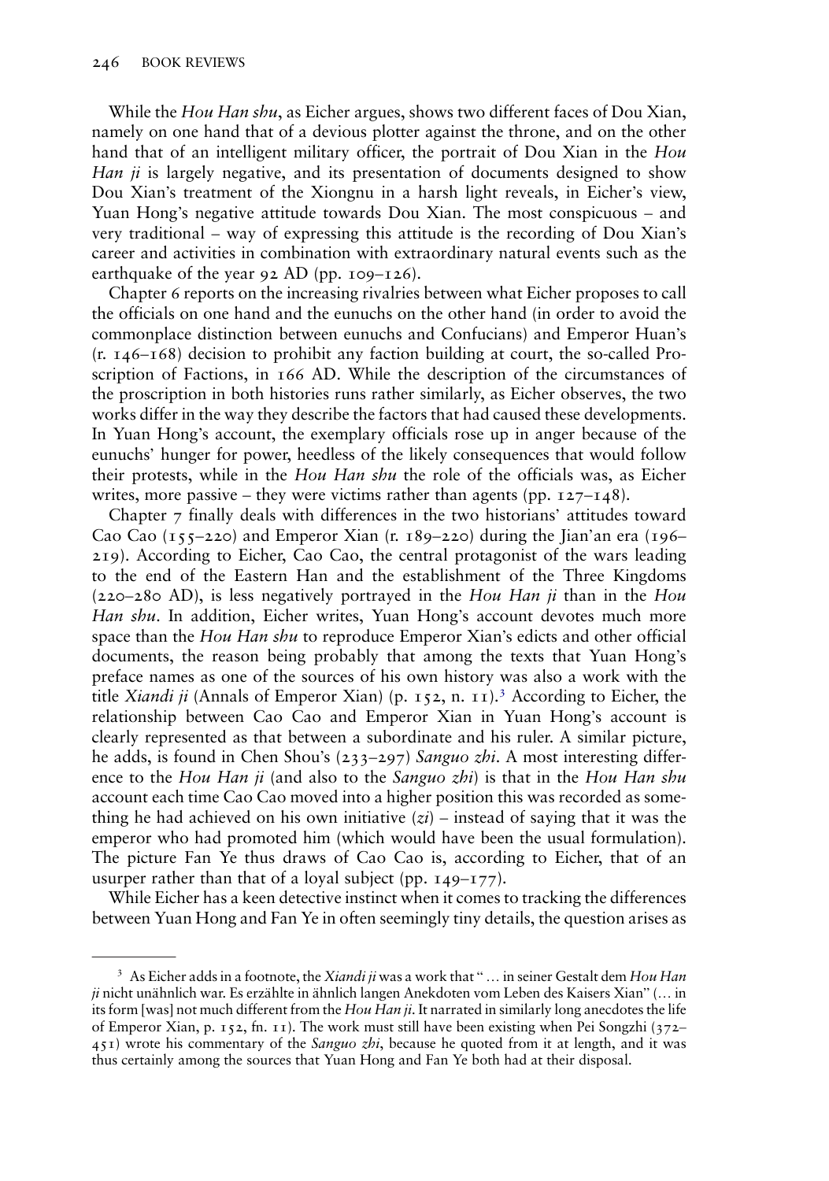While the *Hou Han shu*, as Eicher argues, shows two different faces of Dou Xian, namely on one hand that of a devious plotter against the throne, and on the other hand that of an intelligent military officer, the portrait of Dou Xian in the *Hou Han ji* is largely negative, and its presentation of documents designed to show Dou Xian's treatment of the Xiongnu in a harsh light reveals, in Eicher's view, Yuan Hong's negative attitude towards Dou Xian. The most conspicuous – and very traditional – way of expressing this attitude is the recording of Dou Xian's career and activities in combination with extraordinary natural events such as the earthquake of the year 92 AD (pp. 109–126).

Chapter 6 reports on the increasing rivalries between what Eicher proposes to call the officials on one hand and the eunuchs on the other hand (in order to avoid the commonplace distinction between eunuchs and Confucians) and Emperor Huan's (r. 146–168) decision to prohibit any faction building at court, the so-called Proscription of Factions, in 166 AD. While the description of the circumstances of the proscription in both histories runs rather similarly, as Eicher observes, the two works differ in the way they describe the factors that had caused these developments. In Yuan Hong's account, the exemplary officials rose up in anger because of the eunuchs' hunger for power, heedless of the likely consequences that would follow their protests, while in the *Hou Han shu* the role of the officials was, as Eicher writes, more passive – they were victims rather than agents (pp. 127–148).

Chapter 7 finally deals with differences in the two historians' attitudes toward Cao Cao (155–220) and Emperor Xian (r. 189–220) during the Jian'an era (196–219). According to Eicher, Cao Cao, the central protagonist of the wars leading to the end of the Eastern Han and the establishment of the Three Kingdoms (220–280 AD), is less negatively portrayed in the *Hou Han ji* than in the *Hou Han shu*. In addition, Eicher writes, Yuan Hong's account devotes much more space than the *Hou Han shu* to reproduce Emperor Xian's edicts and other official documents, the reason being probably that among the texts that Yuan Hong's preface names as one of the sources of his own history was also a work with the title *Xiandi ji* (Annals of Emperor Xian) (p. 152, n. 11).[3] According to Eicher, the relationship between Cao Cao and Emperor Xian in Yuan Hong's account is clearly represented as that between a subordinate and his ruler. A similar picture, he adds, is found in Chen Shou's (233–297) *Sanguo zhi*. A most interesting difference to the *Hou Han ji* (and also to the *Sanguo zhi*) is that in the *Hou Han shu* account each time Cao Cao moved into a higher position this was recorded as something he had achieved on his own initiative (*zi*) – instead of saying that it was the emperor who had promoted him (which would have been the usual formulation). The picture Fan Ye thus draws of Cao Cao is, according to Eicher, that of an usurper rather than that of a loyal subject (pp. 149–177).

While Eicher has a keen detective instinct when it comes to tracking the differences between Yuan Hong and Fan Ye in often seemingly tiny details, the question arises as

---

[3] As Eicher adds in a footnote, the *Xiandi ji* was a work that " … in seiner Gestalt dem *Hou Han ji* nicht unähnlich war. Es erzählte in ähnlich langen Anekdoten vom Leben des Kaisers Xian" (… in its form [was] not much different from the *Hou Han ji*. It narrated in similarly long anecdotes the life of Emperor Xian, p. 152, fn. 11). The work must still have been existing when Pei Songzhi (372–451) wrote his commentary of the *Sanguo zhi*, because he quoted from it at length, and it was thus certainly among the sources that Yuan Hong and Fan Ye both had at their disposal.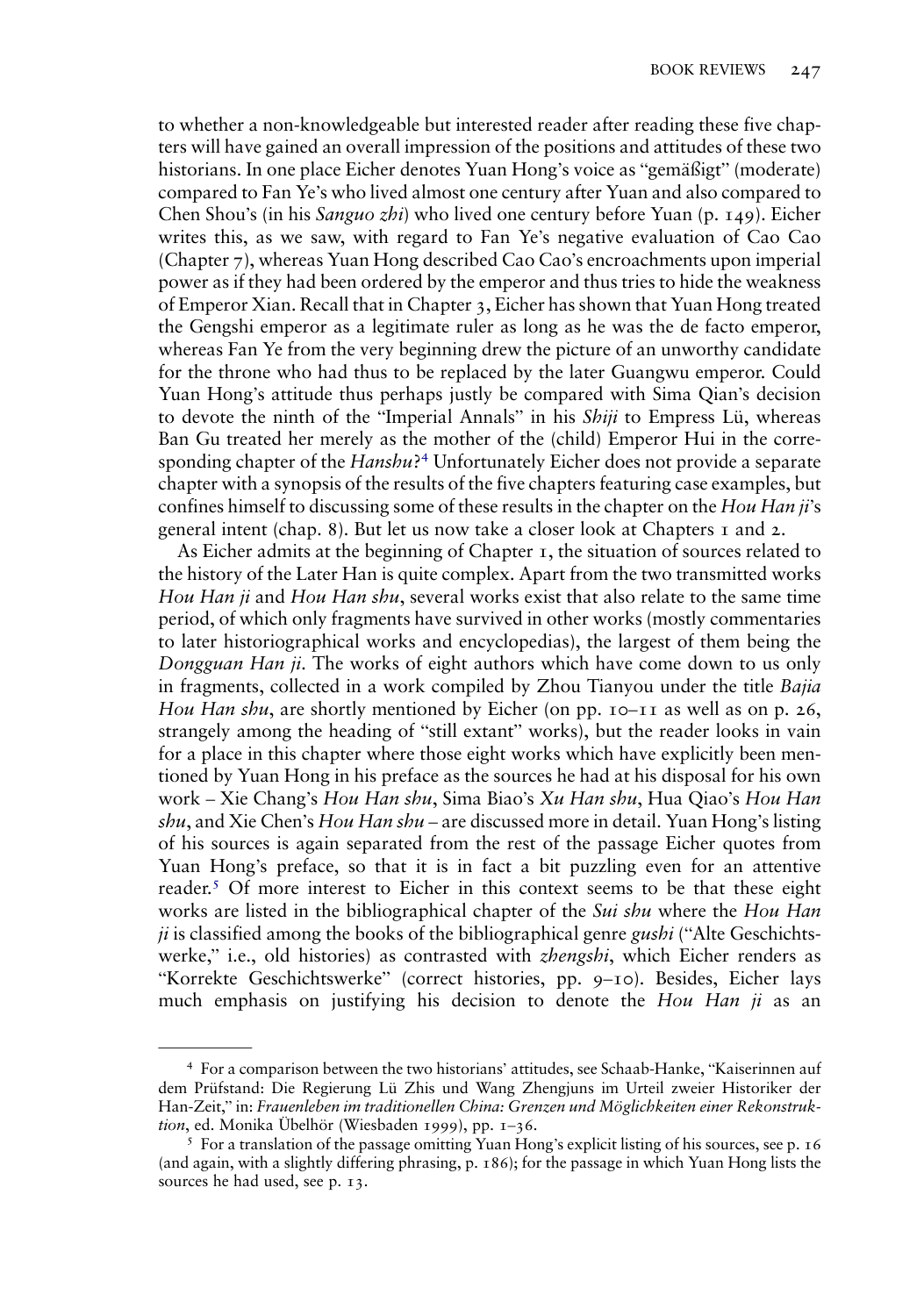to whether a non-knowledgeable but interested reader after reading these five chapters will have gained an overall impression of the positions and attitudes of these two historians. In one place Eicher denotes Yuan Hong's voice as "gemäßigt" (moderate) compared to Fan Ye's who lived almost one century after Yuan and also compared to Chen Shou's (in his *Sanguo zhi*) who lived one century before Yuan (p. 149). Eicher writes this, as we saw, with regard to Fan Ye's negative evaluation of Cao Cao (Chapter 7), whereas Yuan Hong described Cao Cao's encroachments upon imperial power as if they had been ordered by the emperor and thus tries to hide the weakness of Emperor Xian. Recall that in Chapter 3, Eicher has shown that Yuan Hong treated the Gengshi emperor as a legitimate ruler as long as he was the de facto emperor, whereas Fan Ye from the very beginning drew the picture of an unworthy candidate for the throne who had thus to be replaced by the later Guangwu emperor. Could Yuan Hong's attitude thus perhaps justly be compared with Sima Qian's decision to devote the ninth of the "Imperial Annals" in his *Shiji* to Empress Lü, whereas Ban Gu treated her merely as the mother of the (child) Emperor Hui in the corresponding chapter of the *Hanshu*?[4] Unfortunately Eicher does not provide a separate chapter with a synopsis of the results of the five chapters featuring case examples, but confines himself to discussing some of these results in the chapter on the *Hou Han ji*'s general intent (chap. 8). But let us now take a closer look at Chapters 1 and 2.

As Eicher admits at the beginning of Chapter 1, the situation of sources related to the history of the Later Han is quite complex. Apart from the two transmitted works *Hou Han ji* and *Hou Han shu*, several works exist that also relate to the same time period, of which only fragments have survived in other works (mostly commentaries to later historiographical works and encyclopedias), the largest of them being the *Dongguan Han ji*. The works of eight authors which have come down to us only in fragments, collected in a work compiled by Zhou Tianyou under the title *Bajia Hou Han shu*, are shortly mentioned by Eicher (on pp. 10–11 as well as on p. 26, strangely among the heading of "still extant" works), but the reader looks in vain for a place in this chapter where those eight works which have explicitly been mentioned by Yuan Hong in his preface as the sources he had at his disposal for his own work – Xie Chang's *Hou Han shu*, Sima Biao's *Xu Han shu*, Hua Qiao's *Hou Han shu*, and Xie Chen's *Hou Han shu* – are discussed more in detail. Yuan Hong's listing of his sources is again separated from the rest of the passage Eicher quotes from Yuan Hong's preface, so that it is in fact a bit puzzling even for an attentive reader.[5] Of more interest to Eicher in this context seems to be that these eight works are listed in the bibliographical chapter of the *Sui shu* where the *Hou Han ji* is classified among the books of the bibliographical genre *gushi* ("Alte Geschichtswerke," i.e., old histories) as contrasted with *zhengshi*, which Eicher renders as "Korrekte Geschichtswerke" (correct histories, pp. 9–10). Besides, Eicher lays much emphasis on justifying his decision to denote the *Hou Han ji* as an

---

[4] For a comparison between the two historians' attitudes, see Schaab-Hanke, "Kaiserinnen auf dem Prüfstand: Die Regierung Lü Zhis und Wang Zhengjuns im Urteil zweier Historiker der Han-Zeit," in: *Frauenleben im traditionellen China: Grenzen und Möglichkeiten einer Rekonstruktion*, ed. Monika Übelhör (Wiesbaden 1999), pp. 1–36.

[5] For a translation of the passage omitting Yuan Hong's explicit listing of his sources, see p. 16 (and again, with a slightly differing phrasing, p. 186); for the passage in which Yuan Hong lists the sources he had used, see p. 13.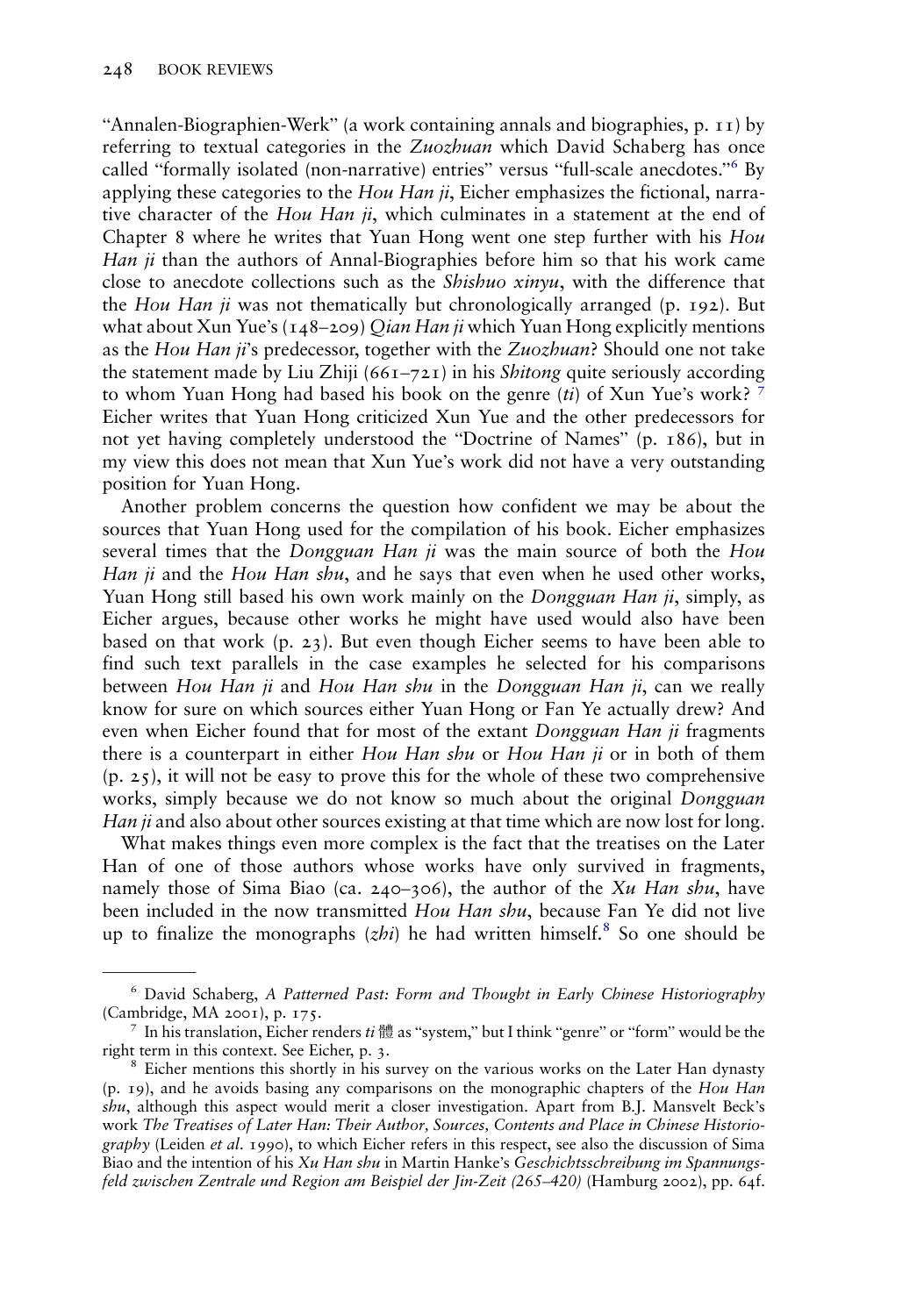"Annalen-Biographien-Werk" (a work containing annals and biographies, p. 11) by referring to textual categories in the *Zuozhuan* which David Schaberg has once called "formally isolated (non-narrative) entries" versus "full-scale anecdotes."[6] By applying these categories to the *Hou Han ji*, Eicher emphasizes the fictional, narrative character of the *Hou Han ji*, which culminates in a statement at the end of Chapter 8 where he writes that Yuan Hong went one step further with his *Hou Han ji* than the authors of Annal-Biographies before him so that his work came close to anecdote collections such as the *Shishuo xinyu*, with the difference that the *Hou Han ji* was not thematically but chronologically arranged (p. 192). But what about Xun Yue's (148–209) *Qian Han ji* which Yuan Hong explicitly mentions as the *Hou Han ji*'s predecessor, together with the *Zuozhuan*? Should one not take the statement made by Liu Zhiji (661–721) in his *Shitong* quite seriously according to whom Yuan Hong had based his book on the genre (*ti*) of Xun Yue's work? [7] Eicher writes that Yuan Hong criticized Xun Yue and the other predecessors for not yet having completely understood the "Doctrine of Names" (p. 186), but in my view this does not mean that Xun Yue's work did not have a very outstanding position for Yuan Hong.

Another problem concerns the question how confident we may be about the sources that Yuan Hong used for the compilation of his book. Eicher emphasizes several times that the *Dongguan Han ji* was the main source of both the *Hou Han ji* and the *Hou Han shu*, and he says that even when he used other works, Yuan Hong still based his own work mainly on the *Dongguan Han ji*, simply, as Eicher argues, because other works he might have used would also have been based on that work (p. 23). But even though Eicher seems to have been able to find such text parallels in the case examples he selected for his comparisons between *Hou Han ji* and *Hou Han shu* in the *Dongguan Han ji*, can we really know for sure on which sources either Yuan Hong or Fan Ye actually drew? And even when Eicher found that for most of the extant *Dongguan Han ji* fragments there is a counterpart in either *Hou Han shu* or *Hou Han ji* or in both of them (p. 25), it will not be easy to prove this for the whole of these two comprehensive works, simply because we do not know so much about the original *Dongguan Han ji* and also about other sources existing at that time which are now lost for long.

What makes things even more complex is the fact that the treatises on the Later Han of one of those authors whose works have only survived in fragments, namely those of Sima Biao (ca. 240–306), the author of the *Xu Han shu*, have been included in the now transmitted *Hou Han shu*, because Fan Ye did not live up to finalize the monographs (*zhi*) he had written himself.[8] So one should be

---

[6] David Schaberg, *A Patterned Past: Form and Thought in Early Chinese Historiography* (Cambridge, MA 2001), p. 175.

[7] In his translation, Eicher renders *ti* 體 as "system," but I think "genre" or "form" would be the right term in this context. See Eicher, p. 3.

[8] Eicher mentions this shortly in his survey on the various works on the Later Han dynasty (p. 19), and he avoids basing any comparisons on the monographic chapters of the *Hou Han shu*, although this aspect would merit a closer investigation. Apart from B.J. Mansvelt Beck's work *The Treatises of Later Han: Their Author, Sources, Contents and Place in Chinese Historiography* (Leiden *et al.* 1990), to which Eicher refers in this respect, see also the discussion of Sima Biao and the intention of his *Xu Han shu* in Martin Hanke's *Geschichtsschreibung im Spannungsfeld zwischen Zentrale und Region am Beispiel der Jin-Zeit (265–420)* (Hamburg 2002), pp. 64f.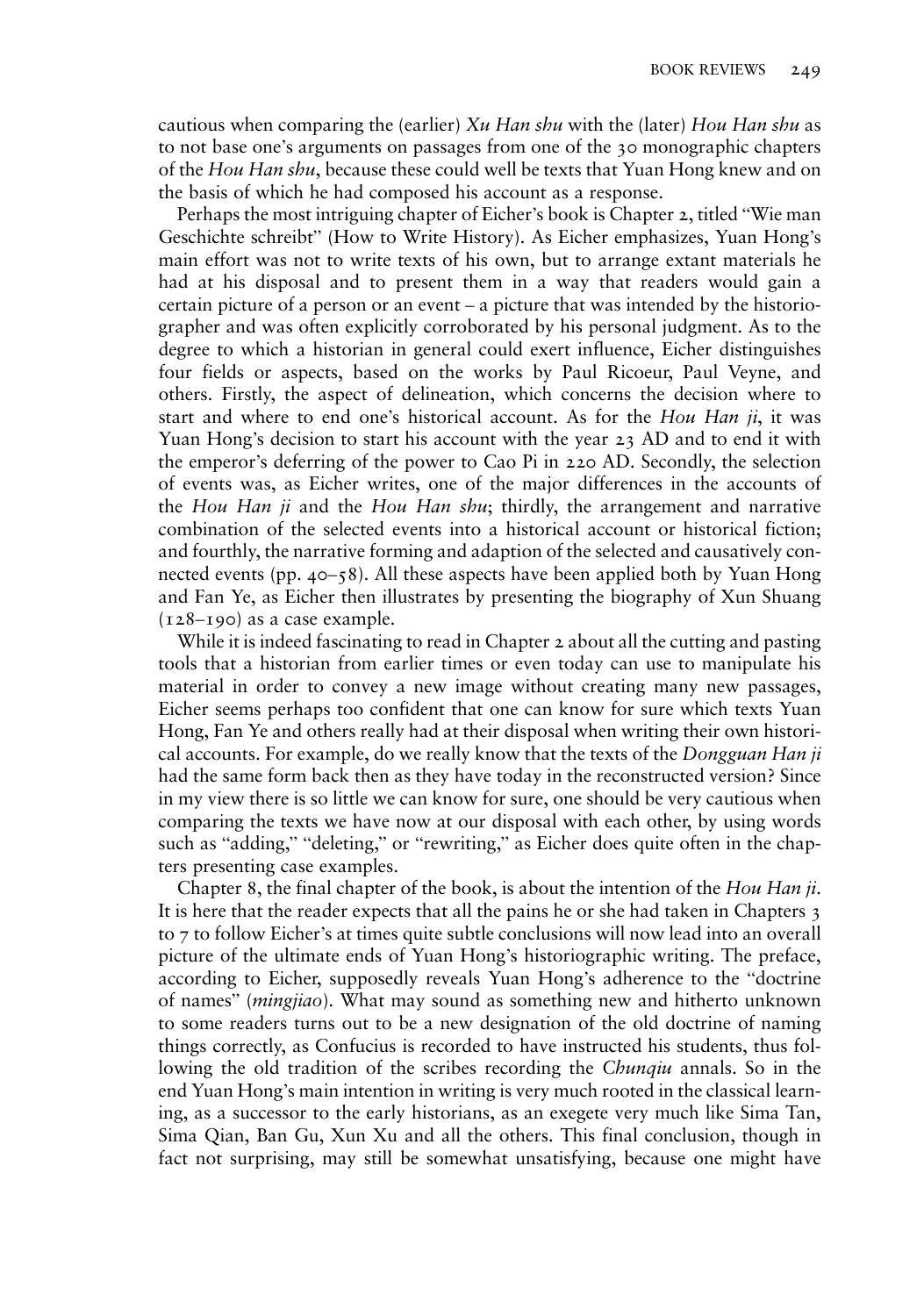cautious when comparing the (earlier) *Xu Han shu* with the (later) *Hou Han shu* as to not base one's arguments on passages from one of the 30 monographic chapters of the *Hou Han shu*, because these could well be texts that Yuan Hong knew and on the basis of which he had composed his account as a response.

Perhaps the most intriguing chapter of Eicher's book is Chapter 2, titled "Wie man Geschichte schreibt" (How to Write History). As Eicher emphasizes, Yuan Hong's main effort was not to write texts of his own, but to arrange extant materials he had at his disposal and to present them in a way that readers would gain a certain picture of a person or an event – a picture that was intended by the historiographer and was often explicitly corroborated by his personal judgment. As to the degree to which a historian in general could exert influence, Eicher distinguishes four fields or aspects, based on the works by Paul Ricoeur, Paul Veyne, and others. Firstly, the aspect of delineation, which concerns the decision where to start and where to end one's historical account. As for the *Hou Han ji*, it was Yuan Hong's decision to start his account with the year 23 AD and to end it with the emperor's deferring of the power to Cao Pi in 220 AD. Secondly, the selection of events was, as Eicher writes, one of the major differences in the accounts of the *Hou Han ji* and the *Hou Han shu*; thirdly, the arrangement and narrative combination of the selected events into a historical account or historical fiction; and fourthly, the narrative forming and adaption of the selected and causatively connected events (pp. 40–58). All these aspects have been applied both by Yuan Hong and Fan Ye, as Eicher then illustrates by presenting the biography of Xun Shuang (128–190) as a case example.

While it is indeed fascinating to read in Chapter 2 about all the cutting and pasting tools that a historian from earlier times or even today can use to manipulate his material in order to convey a new image without creating many new passages, Eicher seems perhaps too confident that one can know for sure which texts Yuan Hong, Fan Ye and others really had at their disposal when writing their own historical accounts. For example, do we really know that the texts of the *Dongguan Han ji* had the same form back then as they have today in the reconstructed version? Since in my view there is so little we can know for sure, one should be very cautious when comparing the texts we have now at our disposal with each other, by using words such as "adding," "deleting," or "rewriting," as Eicher does quite often in the chapters presenting case examples.

Chapter 8, the final chapter of the book, is about the intention of the *Hou Han ji*. It is here that the reader expects that all the pains he or she had taken in Chapters 3 to 7 to follow Eicher's at times quite subtle conclusions will now lead into an overall picture of the ultimate ends of Yuan Hong's historiographic writing. The preface, according to Eicher, supposedly reveals Yuan Hong's adherence to the "doctrine of names" (*mingjiao*). What may sound as something new and hitherto unknown to some readers turns out to be a new designation of the old doctrine of naming things correctly, as Confucius is recorded to have instructed his students, thus following the old tradition of the scribes recording the *Chunqiu* annals. So in the end Yuan Hong's main intention in writing is very much rooted in the classical learning, as a successor to the early historians, as an exegete very much like Sima Tan, Sima Qian, Ban Gu, Xun Xu and all the others. This final conclusion, though in fact not surprising, may still be somewhat unsatisfying, because one might have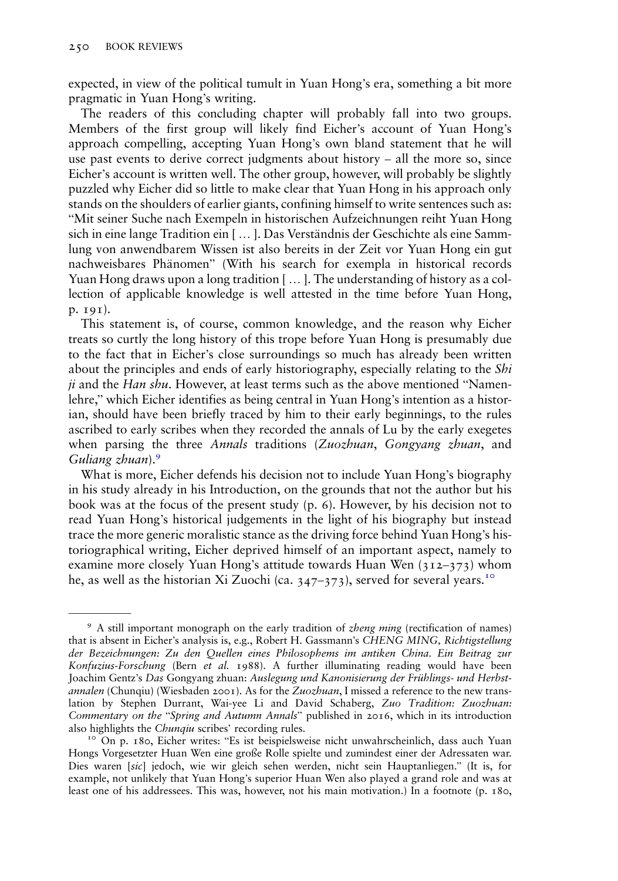expected, in view of the political tumult in Yuan Hong's era, something a bit more pragmatic in Yuan Hong's writing.

The readers of this concluding chapter will probably fall into two groups. Members of the first group will likely find Eicher's account of Yuan Hong's approach compelling, accepting Yuan Hong's own bland statement that he will use past events to derive correct judgments about history – all the more so, since Eicher's account is written well. The other group, however, will probably be slightly puzzled why Eicher did so little to make clear that Yuan Hong in his approach only stands on the shoulders of earlier giants, confining himself to write sentences such as: "Mit seiner Suche nach Exempeln in historischen Aufzeichnungen reiht Yuan Hong sich in eine lange Tradition ein [ … ]. Das Verständnis der Geschichte als eine Sammlung von anwendbarem Wissen ist also bereits in der Zeit vor Yuan Hong ein gut nachweisbares Phänomen" (With his search for exempla in historical records Yuan Hong draws upon a long tradition [ … ]. The understanding of history as a collection of applicable knowledge is well attested in the time before Yuan Hong, p. 191).

This statement is, of course, common knowledge, and the reason why Eicher treats so curtly the long history of this trope before Yuan Hong is presumably due to the fact that in Eicher's close surroundings so much has already been written about the principles and ends of early historiography, especially relating to the *Shi ji* and the *Han shu*. However, at least terms such as the above mentioned "Namenlehre," which Eicher identifies as being central in Yuan Hong's intention as a historian, should have been briefly traced by him to their early beginnings, to the rules ascribed to early scribes when they recorded the annals of Lu by the early exegetes when parsing the three *Annals* traditions (*Zuozhuan*, *Gongyang zhuan*, and *Guliang zhuan*).[9]

What is more, Eicher defends his decision not to include Yuan Hong's biography in his study already in his Introduction, on the grounds that not the author but his book was at the focus of the present study (p. 6). However, by his decision not to read Yuan Hong's historical judgements in the light of his biography but instead trace the more generic moralistic stance as the driving force behind Yuan Hong's historiographical writing, Eicher deprived himself of an important aspect, namely to examine more closely Yuan Hong's attitude towards Huan Wen (312–373) whom he, as well as the historian Xi Zuochi (ca. 347–373), served for several years.[10]

---

[9] A still important monograph on the early tradition of *zheng ming* (rectification of names) that is absent in Eicher's analysis is, e.g., Robert H. Gassmann's *CHENG MING, Richtigstellung der Bezeichnungen: Zu den Quellen eines Philosophems im antiken China. Ein Beitrag zur Konfuzius-Forschung* (Bern *et al.* 1988). A further illuminating reading would have been Joachim Gentz's *Das* Gongyang zhuan: *Auslegung und Kanonisierung der Frühlings- und Herbstannalen* (Chunqiu) (Wiesbaden 2001). As for the *Zuozhuan*, I missed a reference to the new translation by Stephen Durrant, Wai-yee Li and David Schaberg, *Zuo Tradition: Zuozhuan: Commentary on the "Spring and Autumn Annals"* published in 2016, which in its introduction also highlights the *Chunqiu* scribes' recording rules.

[10] On p. 180, Eicher writes: "Es ist beispielsweise nicht unwahrscheinlich, dass auch Yuan Hongs Vorgesetzter Huan Wen eine große Rolle spielte und zumindest einer der Adressaten war. Dies waren [*sic*] jedoch, wie wir gleich sehen werden, nicht sein Hauptanliegen." (It is, for example, not unlikely that Yuan Hong's superior Huan Wen also played a grand role and was at least one of his addressees. This was, however, not his main motivation.) In a footnote (p. 180,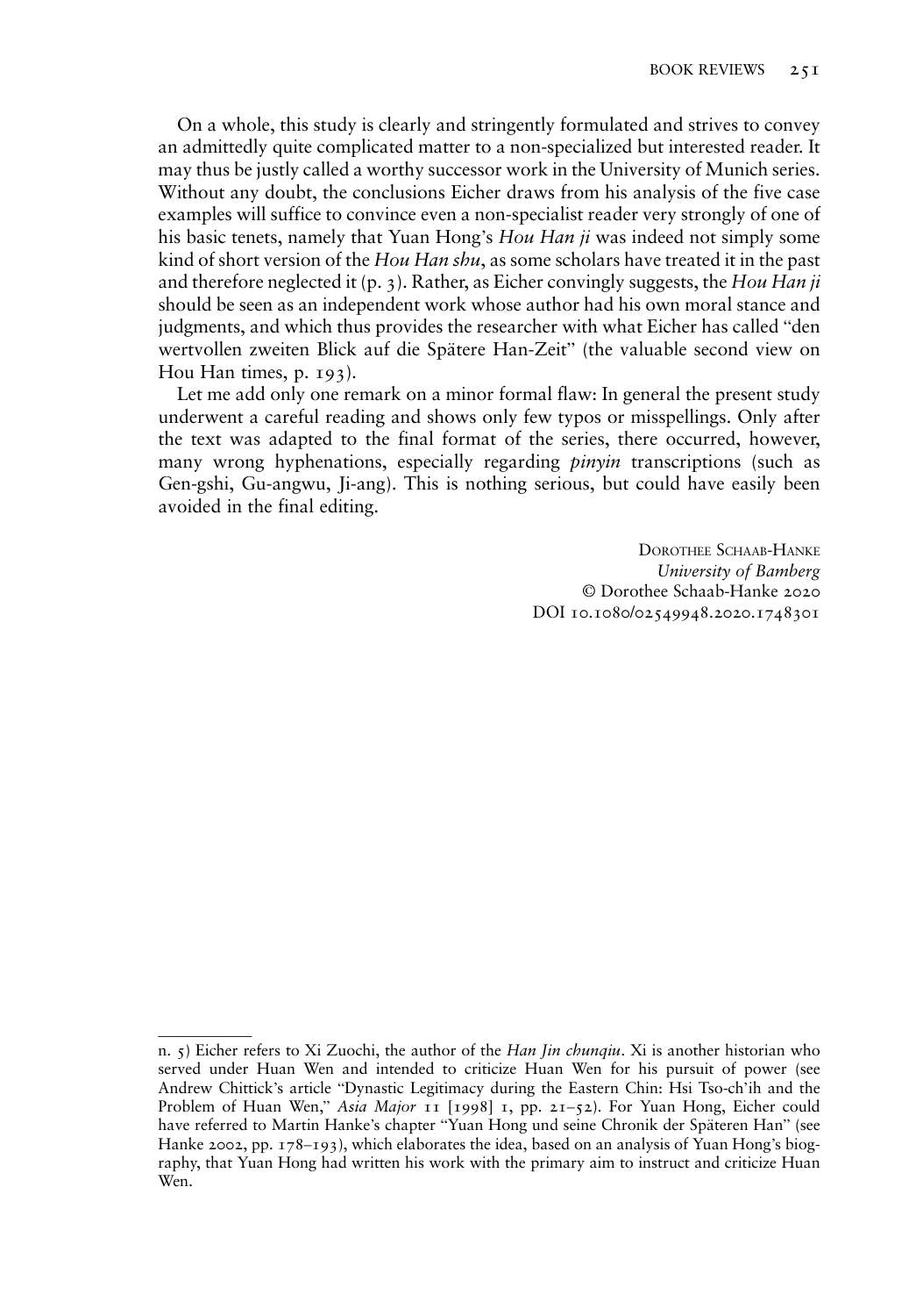On a whole, this study is clearly and stringently formulated and strives to convey an admittedly quite complicated matter to a non-specialized but interested reader. It may thus be justly called a worthy successor work in the University of Munich series. Without any doubt, the conclusions Eicher draws from his analysis of the five case examples will suffice to convince even a non-specialist reader very strongly of one of his basic tenets, namely that Yuan Hong's *Hou Han ji* was indeed not simply some kind of short version of the *Hou Han shu*, as some scholars have treated it in the past and therefore neglected it (p. 3). Rather, as Eicher convingly suggests, the *Hou Han ji* should be seen as an independent work whose author had his own moral stance and judgments, and which thus provides the researcher with what Eicher has called "den wertvollen zweiten Blick auf die Spätere Han-Zeit" (the valuable second view on Hou Han times, p. 193).

Let me add only one remark on a minor formal flaw: In general the present study underwent a careful reading and shows only few typos or misspellings. Only after the text was adapted to the final format of the series, there occurred, however, many wrong hyphenations, especially regarding *pinyin* transcriptions (such as Gen-gshi, Gu-angwu, Ji-ang). This is nothing serious, but could have easily been avoided in the final editing.

Dorothee Schaab-Hanke
*University of Bamberg*
© Dorothee Schaab-Hanke 2020
DOI 10.1080/02549948.2020.1748301

n. 5) Eicher refers to Xi Zuochi, the author of the *Han Jin chunqiu*. Xi is another historian who served under Huan Wen and intended to criticize Huan Wen for his pursuit of power (see Andrew Chittick's article "Dynastic Legitimacy during the Eastern Chin: Hsi Tso-ch'ih and the Problem of Huan Wen," *Asia Major* 11 [1998] 1, pp. 21–52). For Yuan Hong, Eicher could have referred to Martin Hanke's chapter "Yuan Hong und seine Chronik der Späteren Han" (see Hanke 2002, pp. 178–193), which elaborates the idea, based on an analysis of Yuan Hong's biography, that Yuan Hong had written his work with the primary aim to instruct and criticize Huan Wen.